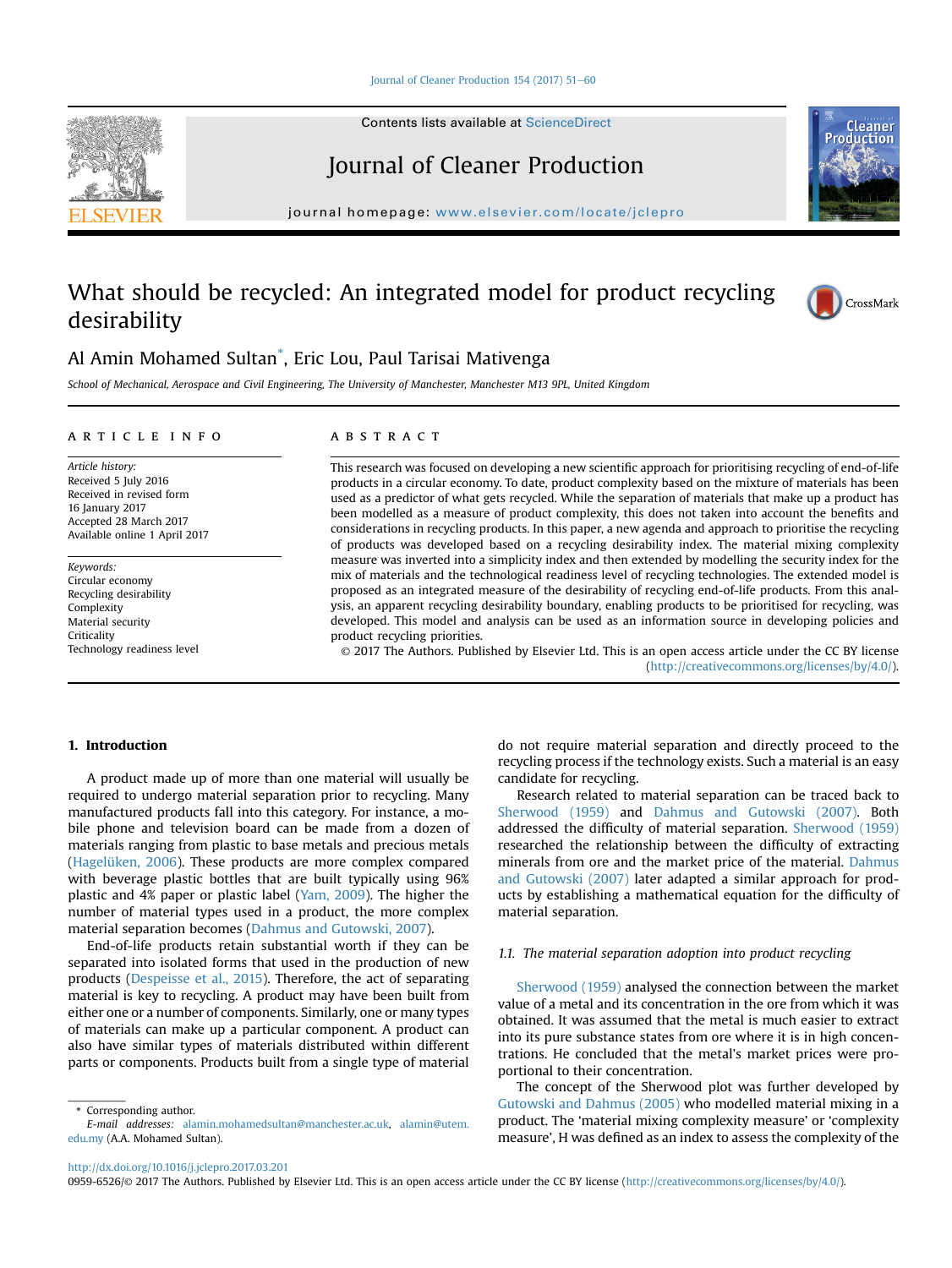# What should be recycled: An integrated model for product recycling desirability

Al Amin Mohamed Sultan*, Eric Lou, Paul Tarisai Mativenga

*School of Mechanical, Aerospace and Civil Engineering, The University of Manchester, Manchester M13 9PL, United Kingdom*

## ARTICLE INFO

*Article history:*
Received 5 July 2016
Received in revised form
16 January 2017
Accepted 28 March 2017
Available online 1 April 2017

*Keywords:*
Circular economy
Recycling desirability
Complexity
Material security
Criticality
Technology readiness level

## ABSTRACT

This research was focused on developing a new scientific approach for prioritising recycling of end-of-life products in a circular economy. To date, product complexity based on the mixture of materials has been used as a predictor of what gets recycled. While the separation of materials that make up a product has been modelled as a measure of product complexity, this does not taken into account the benefits and considerations in recycling products. In this paper, a new agenda and approach to prioritise the recycling of products was developed based on a recycling desirability index. The material mixing complexity measure was inverted into a simplicity index and then extended by modelling the security index for the mix of materials and the technological readiness level of recycling technologies. The extended model is proposed as an integrated measure of the desirability of recycling end-of-life products. From this analysis, an apparent recycling desirability boundary, enabling products to be prioritised for recycling, was developed. This model and analysis can be used as an information source in developing policies and product recycling priorities.

© 2017 The Authors. Published by Elsevier Ltd. This is an open access article under the CC BY license (http://creativecommons.org/licenses/by/4.0/).

## 1. Introduction

A product made up of more than one material will usually be required to undergo material separation prior to recycling. Many manufactured products fall into this category. For instance, a mobile phone and television board can be made from a dozen of materials ranging from plastic to base metals and precious metals (Hagelüken, 2006). These products are more complex compared with beverage plastic bottles that are built typically using 96% plastic and 4% paper or plastic label (Yam, 2009). The higher the number of material types used in a product, the more complex material separation becomes (Dahmus and Gutowski, 2007).

End-of-life products retain substantial worth if they can be separated into isolated forms that used in the production of new products (Despeisse et al., 2015). Therefore, the act of separating material is key to recycling. A product may have been built from either one or a number of components. Similarly, one or many types of materials can make up a particular component. A product can also have similar types of materials distributed within different parts or components. Products built from a single type of material do not require material separation and directly proceed to the recycling process if the technology exists. Such a material is an easy candidate for recycling.

Research related to material separation can be traced back to Sherwood (1959) and Dahmus and Gutowski (2007). Both addressed the difficulty of material separation. Sherwood (1959) researched the relationship between the difficulty of extracting minerals from ore and the market price of the material. Dahmus and Gutowski (2007) later adapted a similar approach for products by establishing a mathematical equation for the difficulty of material separation.

### 1.1. The material separation adoption into product recycling

Sherwood (1959) analysed the connection between the market value of a metal and its concentration in the ore from which it was obtained. It was assumed that the metal is much easier to extract into its pure substance states from ore where it is in high concentrations. He concluded that the metal's market prices were proportional to their concentration.

The concept of the Sherwood plot was further developed by Gutowski and Dahmus (2005) who modelled material mixing in a product. The 'material mixing complexity measure' or 'complexity measure', H was defined as an index to assess the complexity of the

* Corresponding author.
E-mail addresses: alamin.mohamedsultan@manchester.ac.uk, alamin@utem.edu.my (A.A. Mohamed Sultan).

http://dx.doi.org/10.1016/j.jclepro.2017.03.201
0959-6526/© 2017 The Authors. Published by Elsevier Ltd. This is an open access article under the CC BY license (http://creativecommons.org/licenses/by/4.0/).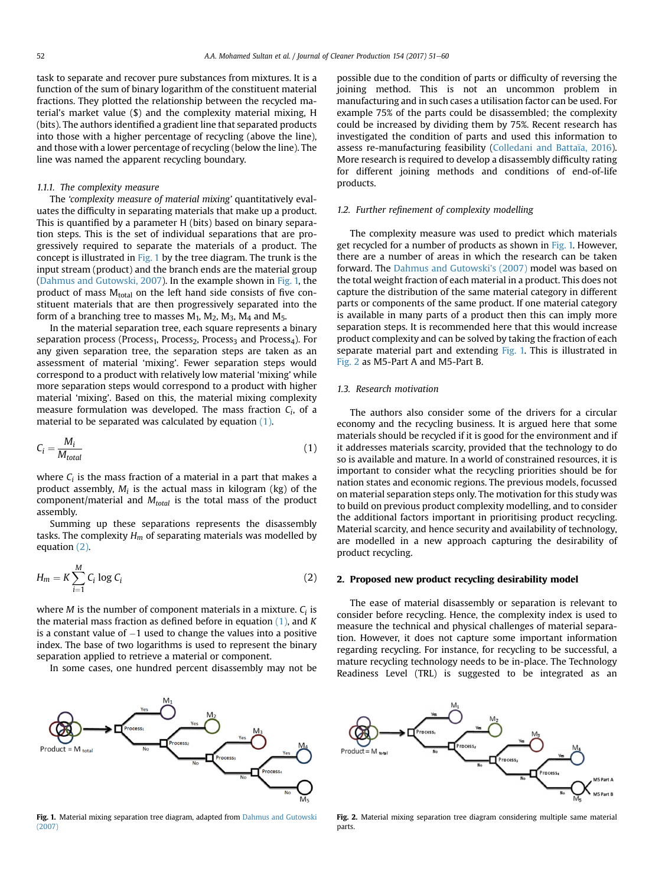task to separate and recover pure substances from mixtures. It is a function of the sum of binary logarithm of the constituent material fractions. They plotted the relationship between the recycled material's market value ($) and the complexity material mixing, H (bits). The authors identified a gradient line that separated products into those with a higher percentage of recycling (above the line), and those with a lower percentage of recycling (below the line). The line was named the apparent recycling boundary.

#### 1.1.1. The complexity measure

The *'complexity measure of material mixing'* quantitatively evaluates the difficulty in separating materials that make up a product. This is quantified by a parameter H (bits) based on binary separation steps. This is the set of individual separations that are progressively required to separate the materials of a product. The concept is illustrated in Fig. 1 by the tree diagram. The trunk is the input stream (product) and the branch ends are the material group (Dahmus and Gutowski, 2007). In the example shown in Fig. 1, the product of mass $M_{total}$ on the left hand side consists of five constituent materials that are then progressively separated into the form of a branching tree to masses $M_1$, $M_2$, $M_3$, $M_4$ and $M_5$.

In the material separation tree, each square represents a binary separation process ($Process_1$, $Process_2$, $Process_3$ and $Process_4$). For any given separation tree, the separation steps are taken as an assessment of material 'mixing'. Fewer separation steps would correspond to a product with relatively low material 'mixing' while more separation steps would correspond to a product with higher material 'mixing'. Based on this, the material mixing complexity measure formulation was developed. The mass fraction $C_i$, of a material to be separated was calculated by equation (1).

$$C_i = \frac{M_i}{M_{total}} \tag{1}$$

where $C_i$ is the mass fraction of a material in a part that makes a product assembly, $M_i$ is the actual mass in kilogram (kg) of the component/material and $M_{total}$ is the total mass of the product assembly.

Summing up these separations represents the disassembly tasks. The complexity $H_m$ of separating materials was modelled by equation (2).

$$H_m = K \sum_{i=1}^{M} C_i \log C_i \tag{2}$$

where $M$ is the number of component materials in a mixture. $C_i$ is the material mass fraction as defined before in equation (1), and $K$ is a constant value of $-1$ used to change the values into a positive index. The base of two logarithms is used to represent the binary separation applied to retrieve a material or component.

In some cases, one hundred percent disassembly may not be possible due to the condition of parts or difficulty of reversing the joining method. This is not an uncommon problem in manufacturing and in such cases a utilisation factor can be used. For example 75% of the parts could be disassembled; the complexity could be increased by dividing them by 75%. Recent research has investigated the condition of parts and used this information to assess re-manufacturing feasibility (Colledani and Battaïa, 2016). More research is required to develop a disassembly difficulty rating for different joining methods and conditions of end-of-life products.

### 1.2. Further refinement of complexity modelling

The complexity measure was used to predict which materials get recycled for a number of products as shown in Fig. 1. However, there are a number of areas in which the research can be taken forward. The Dahmus and Gutowski's (2007) model was based on the total weight fraction of each material in a product. This does not capture the distribution of the same material category in different parts or components of the same product. If one material category is available in many parts of a product then this can imply more separation steps. It is recommended here that this would increase product complexity and can be solved by taking the fraction of each separate material part and extending Fig. 1. This is illustrated in Fig. 2 as M5-Part A and M5-Part B.

### 1.3. Research motivation

The authors also consider some of the drivers for a circular economy and the recycling business. It is argued here that some materials should be recycled if it is good for the environment and if it addresses materials scarcity, provided that the technology to do so is available and mature. In a world of constrained resources, it is important to consider what the recycling priorities should be for nation states and economic regions. The previous models, focussed on material separation steps only. The motivation for this study was to build on previous product complexity modelling, and to consider the additional factors important in prioritising product recycling. Material scarcity, and hence security and availability of technology, are modelled in a new approach capturing the desirability of product recycling.

## 2. Proposed new product recycling desirability model

The ease of material disassembly or separation is relevant to consider before recycling. Hence, the complexity index is used to measure the technical and physical challenges of material separation. However, it does not capture some important information regarding recycling. For instance, for recycling to be successful, a mature recycling technology needs to be in-place. The Technology Readiness Level (TRL) is suggested to be integrated as an

**Fig. 1.** Material mixing separation tree diagram, adapted from Dahmus and Gutowski (2007)

**Fig. 2.** Material mixing separation tree diagram considering multiple same material parts.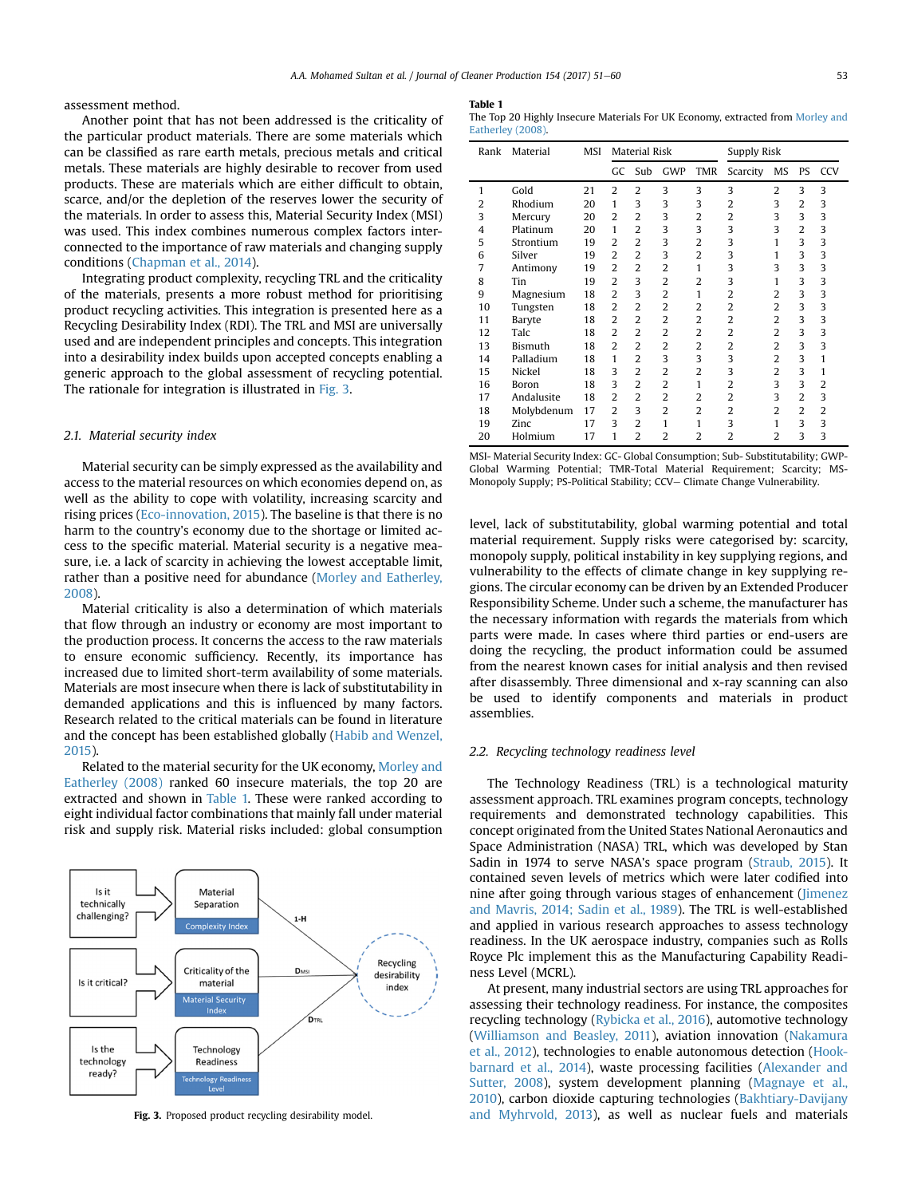assessment method.

Another point that has not been addressed is the criticality of the particular product materials. There are some materials which can be classified as rare earth metals, precious metals and critical metals. These materials are highly desirable to recover from used products. These are materials which are either difficult to obtain, scarce, and/or the depletion of the reserves lower the security of the materials. In order to assess this, Material Security Index (MSI) was used. This index combines numerous complex factors interconnected to the importance of raw materials and changing supply conditions (Chapman et al., 2014).

Integrating product complexity, recycling TRL and the criticality of the materials, presents a more robust method for prioritising product recycling activities. This integration is presented here as a Recycling Desirability Index (RDI). The TRL and MSI are universally used and are independent principles and concepts. This integration into a desirability index builds upon accepted concepts enabling a generic approach to the global assessment of recycling potential. The rationale for integration is illustrated in Fig. 3.

### 2.1. Material security index

Material security can be simply expressed as the availability and access to the material resources on which economies depend on, as well as the ability to cope with volatility, increasing scarcity and rising prices (Eco-innovation, 2015). The baseline is that there is no harm to the country's economy due to the shortage or limited access to the specific material. Material security is a negative measure, i.e. a lack of scarcity in achieving the lowest acceptable limit, rather than a positive need for abundance (Morley and Eatherley, 2008).

Material criticality is also a determination of which materials that flow through an industry or economy are most important to the production process. It concerns the access to the raw materials to ensure economic sufficiency. Recently, its importance has increased due to limited short-term availability of some materials. Materials are most insecure when there is lack of substitutability in demanded applications and this is influenced by many factors. Research related to the critical materials can be found in literature and the concept has been established globally (Habib and Wenzel, 2015).

Related to the material security for the UK economy, Morley and Eatherley (2008) ranked 60 insecure materials, the top 20 are extracted and shown in Table 1. These were ranked according to eight individual factor combinations that mainly fall under material risk and supply risk. Material risks included: global consumption

Is it technically challenging?

Material Separation

Complexity Index

Is it critical?

Criticality of the material

Material Security Index

Is the technology ready?

Technology Readiness

Technology Readiness Level

1-H

$D_{MSI}$

$D_{TRL}$

Recycling desirability index

**Fig. 3.** Proposed product recycling desirability model.

**Table 1**
The Top 20 Highly Insecure Materials For UK Economy, extracted from Morley and Eatherley (2008).

| Rank | Material | MSI | Material Risk | | | | Supply Risk | | | |
|---|---|---|---|---|---|---|---|---|---|---|
| | | | GC | Sub | GWP | TMR | Scarcity | MS | PS | CCV |
| 1 | Gold | 21 | 2 | 2 | 3 | 3 | 3 | 2 | 3 | 3 |
| 2 | Rhodium | 20 | 1 | 3 | 3 | 3 | 2 | 3 | 2 | 3 |
| 3 | Mercury | 20 | 2 | 2 | 3 | 2 | 2 | 3 | 3 | 3 |
| 4 | Platinum | 20 | 1 | 2 | 3 | 3 | 3 | 3 | 2 | 3 |
| 5 | Strontium | 19 | 2 | 2 | 3 | 2 | 3 | 1 | 3 | 3 |
| 6 | Silver | 19 | 2 | 2 | 3 | 2 | 3 | 1 | 3 | 3 |
| 7 | Antimony | 19 | 2 | 2 | 2 | 1 | 3 | 3 | 3 | 3 |
| 8 | Tin | 19 | 2 | 3 | 2 | 2 | 3 | 1 | 3 | 3 |
| 9 | Magnesium | 18 | 2 | 3 | 2 | 1 | 2 | 2 | 3 | 3 |
| 10 | Tungsten | 18 | 2 | 2 | 2 | 2 | 2 | 2 | 3 | 3 |
| 11 | Baryte | 18 | 2 | 2 | 2 | 2 | 2 | 2 | 3 | 3 |
| 12 | Talc | 18 | 2 | 2 | 2 | 2 | 2 | 2 | 3 | 3 |
| 13 | Bismuth | 18 | 2 | 2 | 2 | 2 | 2 | 2 | 3 | 3 |
| 14 | Palladium | 18 | 1 | 2 | 3 | 3 | 3 | 2 | 3 | 1 |
| 15 | Nickel | 18 | 3 | 2 | 2 | 2 | 3 | 2 | 3 | 1 |
| 16 | Boron | 18 | 3 | 2 | 2 | 1 | 2 | 3 | 3 | 2 |
| 17 | Andalusite | 18 | 2 | 2 | 2 | 2 | 2 | 3 | 2 | 3 |
| 18 | Molybdenum | 17 | 2 | 3 | 2 | 2 | 2 | 2 | 2 | 2 |
| 19 | Zinc | 17 | 3 | 2 | 1 | 1 | 3 | 1 | 3 | 3 |
| 20 | Holmium | 17 | 1 | 2 | 2 | 2 | 2 | 2 | 3 | 3 |

MSI- Material Security Index; GC- Global Consumption; Sub- Substitutability; GWP-Global Warming Potential; TMR-Total Material Requirement; Scarcity; MS-Monopoly Supply; PS-Political Stability; CCV— Climate Change Vulnerability.

level, lack of substitutability, global warming potential and total material requirement. Supply risks were categorised by: scarcity, monopoly supply, political instability in key supplying regions, and vulnerability to the effects of climate change in key supplying regions. The circular economy can be driven by an Extended Producer Responsibility Scheme. Under such a scheme, the manufacturer has the necessary information with regards the materials from which parts were made. In cases where third parties or end-users are doing the recycling, the product information could be assumed from the nearest known cases for initial analysis and then revised after disassembly. Three dimensional and x-ray scanning can also be used to identify components and materials in product assemblies.

### 2.2. Recycling technology readiness level

The Technology Readiness (TRL) is a technological maturity assessment approach. TRL examines program concepts, technology requirements and demonstrated technology capabilities. This concept originated from the United States National Aeronautics and Space Administration (NASA) TRL, which was developed by Stan Sadin in 1974 to serve NASA's space program (Straub, 2015). It contained seven levels of metrics which were later codified into nine after going through various stages of enhancement (Jimenez and Mavris, 2014; Sadin et al., 1989). The TRL is well-established and applied in various research approaches to assess technology readiness. In the UK aerospace industry, companies such as Rolls Royce Plc implement this as the Manufacturing Capability Readiness Level (MCRL).

At present, many industrial sectors are using TRL approaches for assessing their technology readiness. For instance, the composites recycling technology (Rybicka et al., 2016), automotive technology (Williamson and Beasley, 2011), aviation innovation (Nakamura et al., 2012), technologies to enable autonomous detection (Hookbarnard et al., 2014), waste processing facilities (Alexander and Sutter, 2008), system development planning (Magnaye et al., 2010), carbon dioxide capturing technologies (Bakhtiary-Davijany and Myhrvold, 2013), as well as nuclear fuels and materials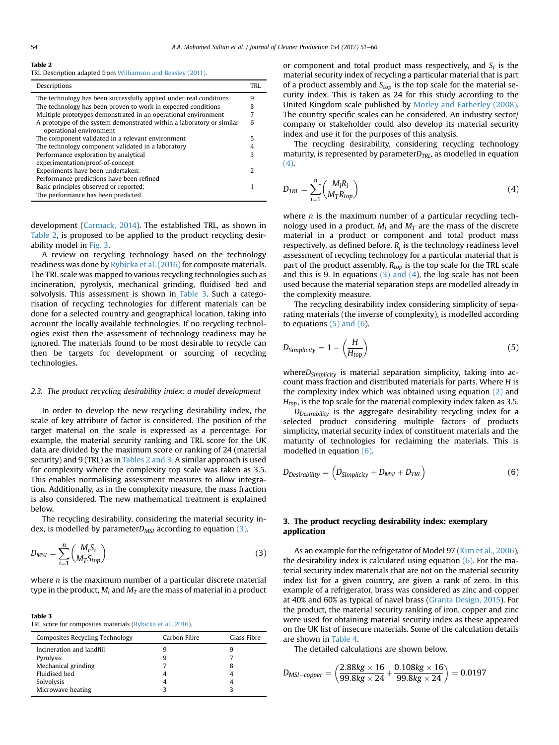**Table 2**
TRL Description adapted from Williamson and Beasley (2011).

| Descriptions | TRL |
|---|---|
| The technology has been successfully applied under real conditions | 9 |
| The technology has been proven to work in expected conditions | 8 |
| Multiple prototypes demonstrated in an operational environment | 7 |
| A prototype of the system demonstrated within a laboratory or similar operational environment | 6 |
| The component validated in a relevant environment | 5 |
| The technology component validated in a laboratory | 4 |
| Performance exploration by analytical experimentation/proof-of-concept | 3 |
| Experiments have been undertaken; Performance predictions have been refined | 2 |
| Basic principles observed or reported; The performance has been predicted | 1 |

development (Carmack, 2014). The established TRL, as shown in Table 2, is proposed to be applied to the product recycling desirability model in Fig. 3.

A review on recycling technology based on the technology readiness was done by Rybicka et al. (2016) for composite materials. The TRL scale was mapped to various recycling technologies such as incineration, pyrolysis, mechanical grinding, fluidised bed and solvolysis. This assessment is shown in Table 3. Such a categorisation of recycling technologies for different materials can be done for a selected country and geographical location, taking into account the locally available technologies. If no recycling technologies exist then the assessment of technology readiness may be ignored. The materials found to be most desirable to recycle can then be targets for development or sourcing of recycling technologies.

### 2.3. The product recycling desirability index: a model development

In order to develop the new recycling desirability index, the scale of key attribute of factor is considered. The position of the target material on the scale is expressed as a percentage. For example, the material security ranking and TRL score for the UK data are divided by the maximum score or ranking of 24 (material security) and 9 (TRL) as in Tables 2 and 3. A similar approach is used for complexity where the complexity top scale was taken as 3.5. This enables normalising assessment measures to allow integration. Additionally, as in the complexity measure, the mass fraction is also considered. The new mathematical treatment is explained below.

The recycling desirability, considering the material security index, is modelled by parameter $D_{MSI}$ according to equation (3).

$$D_{MSI} = \sum_{i=1}^{n}\left(\frac{M_i S_i}{M_T S_{top}}\right) \tag{3}$$

where $n$ is the maximum number of a particular discrete material type in the product, $M_i$ and $M_T$ are the mass of material in a product or component and total product mass respectively, and $S_i$ is the material security index of recycling a particular material that is part of a product assembly and $S_{top}$ is the top scale for the material security index. This is taken as 24 for this study according to the United Kingdom scale published by Morley and Eatherley (2008). The country specific scales can be considered. An industry sector/company or stakeholder could also develop its material security index and use it for the purposes of this analysis.

The recycling desirability, considering recycling technology maturity, is represented by parameter $D_{TRL}$, as modelled in equation (4).

$$D_{TRL} = \sum_{i=1}^{n}\left(\frac{M_i R_i}{M_T R_{top}}\right) \tag{4}$$

where $n$ is the maximum number of a particular recycling technology used in a product, $M_i$ and $M_T$ are the mass of the discrete material in a product or component and total product mass respectively, as defined before. $R_i$ is the technology readiness level assessment of recycling technology for a particular material that is part of the product assembly, $R_{top}$ is the top scale for the TRL scale and this is 9. In equations (3) and (4), the log scale has not been used because the material separation steps are modelled already in the complexity measure.

The recycling desirability index considering simplicity of separating materials (the inverse of complexity), is modelled according to equations (5) and (6).

$$D_{Simplicity} = 1 - \left(\frac{H}{H_{top}}\right) \tag{5}$$

where $D_{Simplicity}$ is material separation simplicity, taking into account mass fraction and distributed materials for parts. Where $H$ is the complexity index which was obtained using equation (2) and $H_{top}$, is the top scale for the material complexity index taken as 3.5.

$D_{Desirability}$ is the aggregate desirability recycling index for a selected product considering multiple factors of products simplicity, material security index of constituent materials and the maturity of technologies for reclaiming the materials. This is modelled in equation (6).

$$D_{Desirability} = \left(D_{Simplicity} + D_{MSI} + D_{TRL}\right) \tag{6}$$

## 3. The product recycling desirability index: exemplary application

As an example for the refrigerator of Model 97 (Kim et al., 2006), the desirability index is calculated using equation (6). For the material security index materials that are not on the material security index list for a given country, are given a rank of zero. In this example of a refrigerator, brass was considered as zinc and copper at 40% and 60% as typical of navel brass (Granta Design, 2015). For the product, the material security ranking of iron, copper and zinc were used for obtaining material security index as these appeared on the UK list of insecure materials. Some of the calculation details are shown in Table 4.

The detailed calculations are shown below.

$$D_{MSI-copper} = \left(\frac{2.88kg \times 16}{99.8kg \times 24} + \frac{0.108kg \times 16}{99.8kg \times 24}\right) = 0.0197$$

**Table 3**
TRL score for composites materials (Rybicka et al., 2016).

| Composites Recycling Technology | Carbon Fibre | Glass Fibre |
|---|---|---|
| Incineration and landfill | 9 | 9 |
| Pyrolysis | 9 | 7 |
| Mechanical grinding | 7 | 8 |
| Fluidised bed | 4 | 4 |
| Solvolysis | 4 | 4 |
| Microwave heating | 3 | 3 |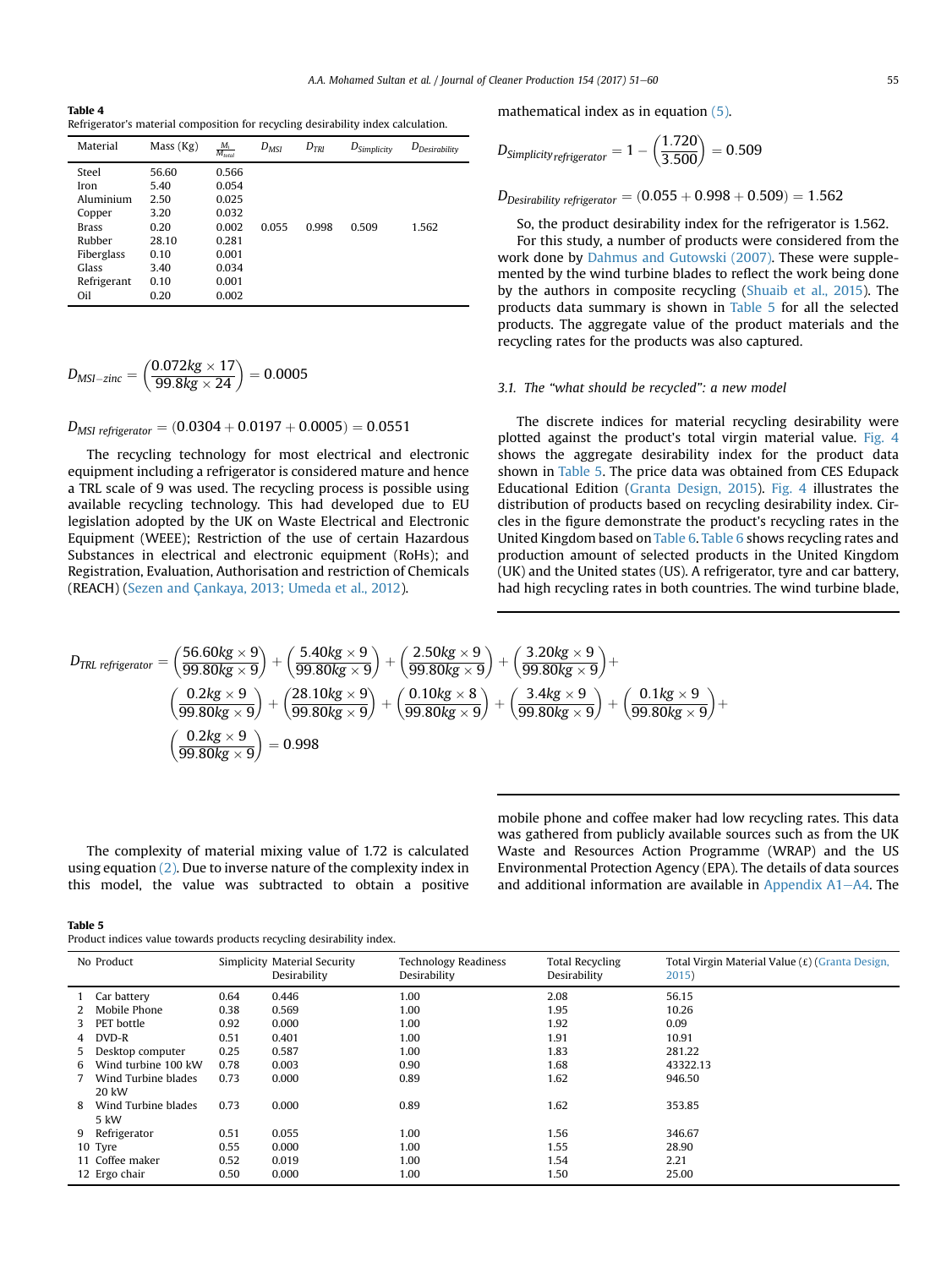**Table 4**
Refrigerator's material composition for recycling desirability index calculation.

| Material | Mass (Kg) | $\frac{M_i}{M_{total}}$ | $D_{MSI}$ | $D_{TRI}$ | $D_{Simplicity}$ | $D_{Desirability}$ |
|---|---|---|---|---|---|---|
| Steel | 56.60 | 0.566 | | | | |
| Iron | 5.40 | 0.054 | | | | |
| Aluminium | 2.50 | 0.025 | | | | |
| Copper | 3.20 | 0.032 | | | | |
| Brass | 0.20 | 0.002 | 0.055 | 0.998 | 0.509 | 1.562 |
| Rubber | 28.10 | 0.281 | | | | |
| Fiberglass | 0.10 | 0.001 | | | | |
| Glass | 3.40 | 0.034 | | | | |
| Refrigerant | 0.10 | 0.001 | | | | |
| Oil | 0.20 | 0.002 | | | | |

$$D_{MSI-zinc} = \left(\frac{0.072kg \times 17}{99.8kg \times 24}\right) = 0.0005$$

$$D_{MSI\ refrigerator} = (0.0304 + 0.0197 + 0.0005) = 0.0551$$

The recycling technology for most electrical and electronic equipment including a refrigerator is considered mature and hence a TRL scale of 9 was used. The recycling process is possible using available recycling technology. This had developed due to EU legislation adopted by the UK on Waste Electrical and Electronic Equipment (WEEE); Restriction of the use of certain Hazardous Substances in electrical and electronic equipment (RoHs); and Registration, Evaluation, Authorisation and restriction of Chemicals (REACH) (Sezen and Çankaya, 2013; Umeda et al., 2012).

$$D_{TRL\ refrigerator} = \left(\frac{56.60kg \times 9}{99.80kg \times 9}\right) + \left(\frac{5.40kg \times 9}{99.80kg \times 9}\right) + \left(\frac{2.50kg \times 9}{99.80kg \times 9}\right) + \left(\frac{3.20kg \times 9}{99.80kg \times 9}\right) + \left(\frac{0.2kg \times 9}{99.80kg \times 9}\right) + \left(\frac{28.10kg \times 9}{99.80kg \times 9}\right) + \left(\frac{0.10kg \times 8}{99.80kg \times 9}\right) + \left(\frac{3.4kg \times 9}{99.80kg \times 9}\right) + \left(\frac{0.1kg \times 9}{99.80kg \times 9}\right) + \left(\frac{0.2kg \times 9}{99.80kg \times 9}\right) = 0.998$$

The complexity of material mixing value of 1.72 is calculated using equation (2). Due to inverse nature of the complexity index in this model, the value was subtracted to obtain a positive mathematical index as in equation (5).

$$D_{Simplicity\ refrigerator} = 1 - \left(\frac{1.720}{3.500}\right) = 0.509$$

$$D_{Desirability\ refrigerator} = (0.055 + 0.998 + 0.509) = 1.562$$

So, the product desirability index for the refrigerator is 1.562.

For this study, a number of products were considered from the work done by Dahmus and Gutowski (2007). These were supplemented by the wind turbine blades to reflect the work being done by the authors in composite recycling (Shuaib et al., 2015). The products data summary is shown in Table 5 for all the selected products. The aggregate value of the product materials and the recycling rates for the products was also captured.

### 3.1. The "what should be recycled": a new model

The discrete indices for material recycling desirability were plotted against the product's total virgin material value. Fig. 4 shows the aggregate desirability index for the product data shown in Table 5. The price data was obtained from CES Edupack Educational Edition (Granta Design, 2015). Fig. 4 illustrates the distribution of products based on recycling desirability index. Circles in the figure demonstrate the product's recycling rates in the United Kingdom based on Table 6. Table 6 shows recycling rates and production amount of selected products in the United Kingdom (UK) and the United states (US). A refrigerator, tyre and car battery, had high recycling rates in both countries. The wind turbine blade, mobile phone and coffee maker had low recycling rates. This data was gathered from publicly available sources such as from the UK Waste and Resources Action Programme (WRAP) and the US Environmental Protection Agency (EPA). The details of data sources and additional information are available in Appendix A1–A4. The

**Table 5**
Product indices value towards products recycling desirability index.

| No | Product | Simplicity | Material Security Desirability | Technology Readiness Desirability | Total Recycling Desirability | Total Virgin Material Value (£) (Granta Design, 2015) |
|---|---|---|---|---|---|---|
| 1 | Car battery | 0.64 | 0.446 | 1.00 | 2.08 | 56.15 |
| 2 | Mobile Phone | 0.38 | 0.569 | 1.00 | 1.95 | 10.26 |
| 3 | PET bottle | 0.92 | 0.000 | 1.00 | 1.92 | 0.09 |
| 4 | DVD-R | 0.51 | 0.401 | 1.00 | 1.91 | 10.91 |
| 5 | Desktop computer | 0.25 | 0.587 | 1.00 | 1.83 | 281.22 |
| 6 | Wind turbine 100 kW | 0.78 | 0.003 | 0.90 | 1.68 | 43322.13 |
| 7 | Wind Turbine blades 20 kW | 0.73 | 0.000 | 0.89 | 1.62 | 946.50 |
| 8 | Wind Turbine blades 5 kW | 0.73 | 0.000 | 0.89 | 1.62 | 353.85 |
| 9 | Refrigerator | 0.51 | 0.055 | 1.00 | 1.56 | 346.67 |
| 10 | Tyre | 0.55 | 0.000 | 1.00 | 1.55 | 28.90 |
| 11 | Coffee maker | 0.52 | 0.019 | 1.00 | 1.54 | 2.21 |
| 12 | Ergo chair | 0.50 | 0.000 | 1.00 | 1.50 | 25.00 |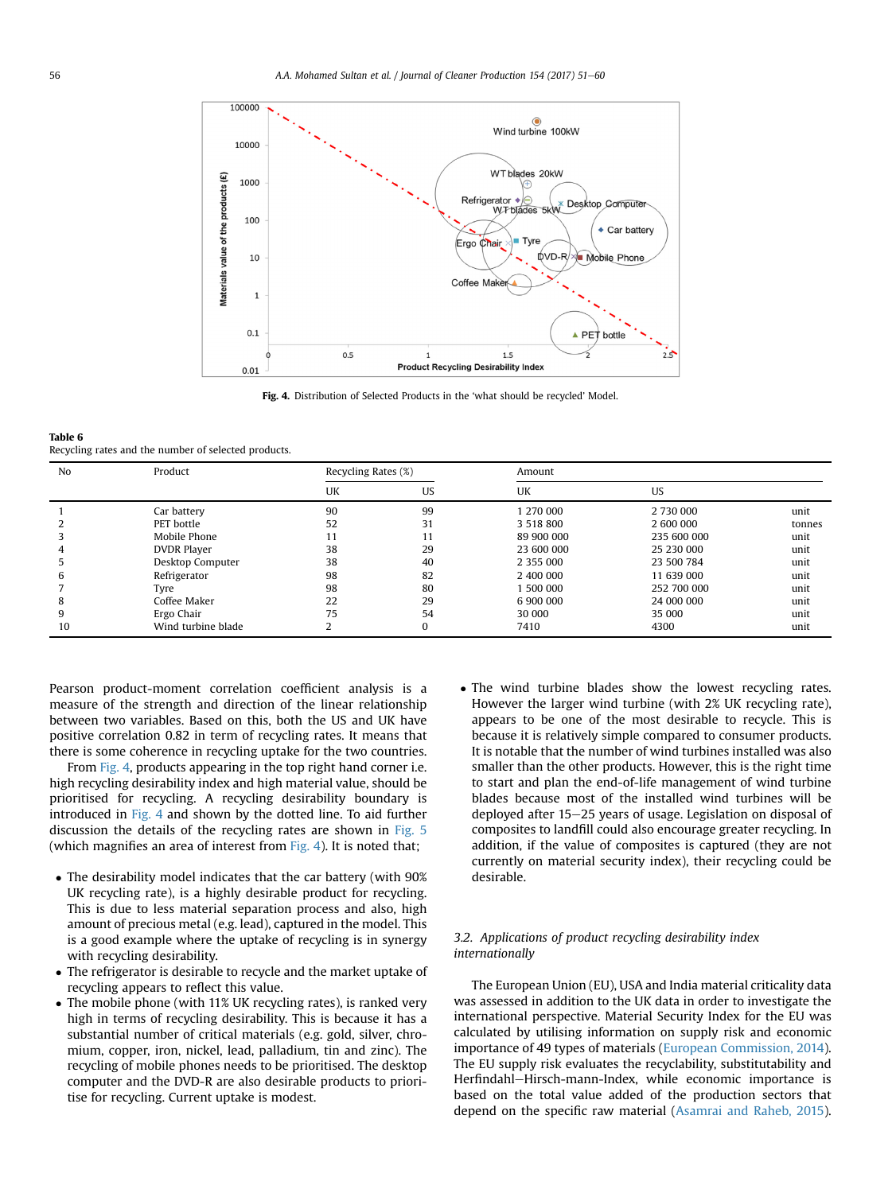Fig. 4. Distribution of Selected Products in the 'what should be recycled' Model.

**Table 6**
Recycling rates and the number of selected products.

| No | Product | Recycling Rates (%) | | Amount | | |
|---|---|---|---|---|---|---|
| | | UK | US | UK | US | |
| 1 | Car battery | 90 | 99 | 1 270 000 | 2 730 000 | unit |
| 2 | PET bottle | 52 | 31 | 3 518 800 | 2 600 000 | tonnes |
| 3 | Mobile Phone | 11 | 11 | 89 900 000 | 235 600 000 | unit |
| 4 | DVDR Player | 38 | 29 | 23 600 000 | 25 230 000 | unit |
| 5 | Desktop Computer | 38 | 40 | 2 355 000 | 23 500 784 | unit |
| 6 | Refrigerator | 98 | 82 | 2 400 000 | 11 639 000 | unit |
| 7 | Tyre | 98 | 80 | 1 500 000 | 252 700 000 | unit |
| 8 | Coffee Maker | 22 | 29 | 6 900 000 | 24 000 000 | unit |
| 9 | Ergo Chair | 75 | 54 | 30 000 | 35 000 | unit |
| 10 | Wind turbine blade | 2 | 0 | 7410 | 4300 | unit |

Pearson product-moment correlation coefficient analysis is a measure of the strength and direction of the linear relationship between two variables. Based on this, both the US and UK have positive correlation 0.82 in term of recycling rates. It means that there is some coherence in recycling uptake for the two countries.

From Fig. 4, products appearing in the top right hand corner i.e. high recycling desirability index and high material value, should be prioritised for recycling. A recycling desirability boundary is introduced in Fig. 4 and shown by the dotted line. To aid further discussion the details of the recycling rates are shown in Fig. 5 (which magnifies an area of interest from Fig. 4). It is noted that;

- The desirability model indicates that the car battery (with 90% UK recycling rate), is a highly desirable product for recycling. This is due to less material separation process and also, high amount of precious metal (e.g. lead), captured in the model. This is a good example where the uptake of recycling is in synergy with recycling desirability.
- The refrigerator is desirable to recycle and the market uptake of recycling appears to reflect this value.
- The mobile phone (with 11% UK recycling rates), is ranked very high in terms of recycling desirability. This is because it has a substantial number of critical materials (e.g. gold, silver, chromium, copper, iron, nickel, lead, palladium, tin and zinc). The recycling of mobile phones needs to be prioritised. The desktop computer and the DVD-R are also desirable products to prioritise for recycling. Current uptake is modest.
- The wind turbine blades show the lowest recycling rates. However the larger wind turbine (with 2% UK recycling rate), appears to be one of the most desirable to recycle. This is because it is relatively simple compared to consumer products. It is notable that the number of wind turbines installed was also smaller than the other products. However, this is the right time to start and plan the end-of-life management of wind turbine blades because most of the installed wind turbines will be deployed after 15–25 years of usage. Legislation on disposal of composites to landfill could also encourage greater recycling. In addition, if the value of composites is captured (they are not currently on material security index), their recycling could be desirable.

### 3.2. Applications of product recycling desirability index internationally

The European Union (EU), USA and India material criticality data was assessed in addition to the UK data in order to investigate the international perspective. Material Security Index for the EU was calculated by utilising information on supply risk and economic importance of 49 types of materials (European Commission, 2014). The EU supply risk evaluates the recyclability, substitutability and Herfindahl–Hirsch-mann-Index, while economic importance is based on the total value added of the production sectors that depend on the specific raw material (Asamrai and Raheb, 2015).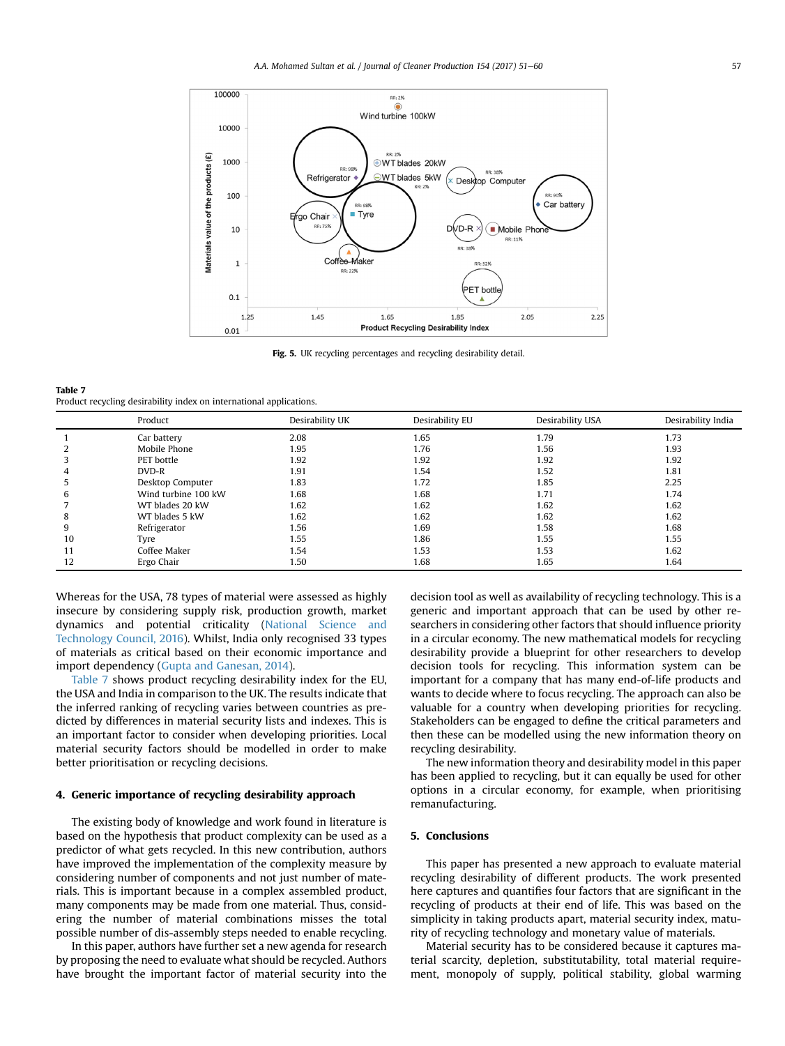Fig. 5. UK recycling percentages and recycling desirability detail.

Table 7
Product recycling desirability index on international applications.

| | Product | Desirability UK | Desirability EU | Desirability USA | Desirability India |
|---|---|---|---|---|---|
| 1 | Car battery | 2.08 | 1.65 | 1.79 | 1.73 |
| 2 | Mobile Phone | 1.95 | 1.76 | 1.56 | 1.93 |
| 3 | PET bottle | 1.92 | 1.92 | 1.92 | 1.92 |
| 4 | DVD-R | 1.91 | 1.54 | 1.52 | 1.81 |
| 5 | Desktop Computer | 1.83 | 1.72 | 1.85 | 2.25 |
| 6 | Wind turbine 100 kW | 1.68 | 1.68 | 1.71 | 1.74 |
| 7 | WT blades 20 kW | 1.62 | 1.62 | 1.62 | 1.62 |
| 8 | WT blades 5 kW | 1.62 | 1.62 | 1.62 | 1.62 |
| 9 | Refrigerator | 1.56 | 1.69 | 1.58 | 1.68 |
| 10 | Tyre | 1.55 | 1.86 | 1.55 | 1.55 |
| 11 | Coffee Maker | 1.54 | 1.53 | 1.53 | 1.62 |
| 12 | Ergo Chair | 1.50 | 1.68 | 1.65 | 1.64 |

Whereas for the USA, 78 types of material were assessed as highly insecure by considering supply risk, production growth, market dynamics and potential criticality (National Science and Technology Council, 2016). Whilst, India only recognised 33 types of materials as critical based on their economic importance and import dependency (Gupta and Ganesan, 2014).

Table 7 shows product recycling desirability index for the EU, the USA and India in comparison to the UK. The results indicate that the inferred ranking of recycling varies between countries as predicted by differences in material security lists and indexes. This is an important factor to consider when developing priorities. Local material security factors should be modelled in order to make better prioritisation or recycling decisions.

## 4. Generic importance of recycling desirability approach

The existing body of knowledge and work found in literature is based on the hypothesis that product complexity can be used as a predictor of what gets recycled. In this new contribution, authors have improved the implementation of the complexity measure by considering number of components and not just number of materials. This is important because in a complex assembled product, many components may be made from one material. Thus, considering the number of material combinations misses the total possible number of dis-assembly steps needed to enable recycling.

In this paper, authors have further set a new agenda for research by proposing the need to evaluate what should be recycled. Authors have brought the important factor of material security into the decision tool as well as availability of recycling technology. This is a generic and important approach that can be used by other researchers in considering other factors that should influence priority in a circular economy. The new mathematical models for recycling desirability provide a blueprint for other researchers to develop decision tools for recycling. This information system can be important for a company that has many end-of-life products and wants to decide where to focus recycling. The approach can also be valuable for a country when developing priorities for recycling. Stakeholders can be engaged to define the critical parameters and then these can be modelled using the new information theory on recycling desirability.

The new information theory and desirability model in this paper has been applied to recycling, but it can equally be used for other options in a circular economy, for example, when prioritising remanufacturing.

## 5. Conclusions

This paper has presented a new approach to evaluate material recycling desirability of different products. The work presented here captures and quantifies four factors that are significant in the recycling of products at their end of life. This was based on the simplicity in taking products apart, material security index, maturity of recycling technology and monetary value of materials.

Material security has to be considered because it captures material scarcity, depletion, substitutability, total material requirement, monopoly of supply, political stability, global warming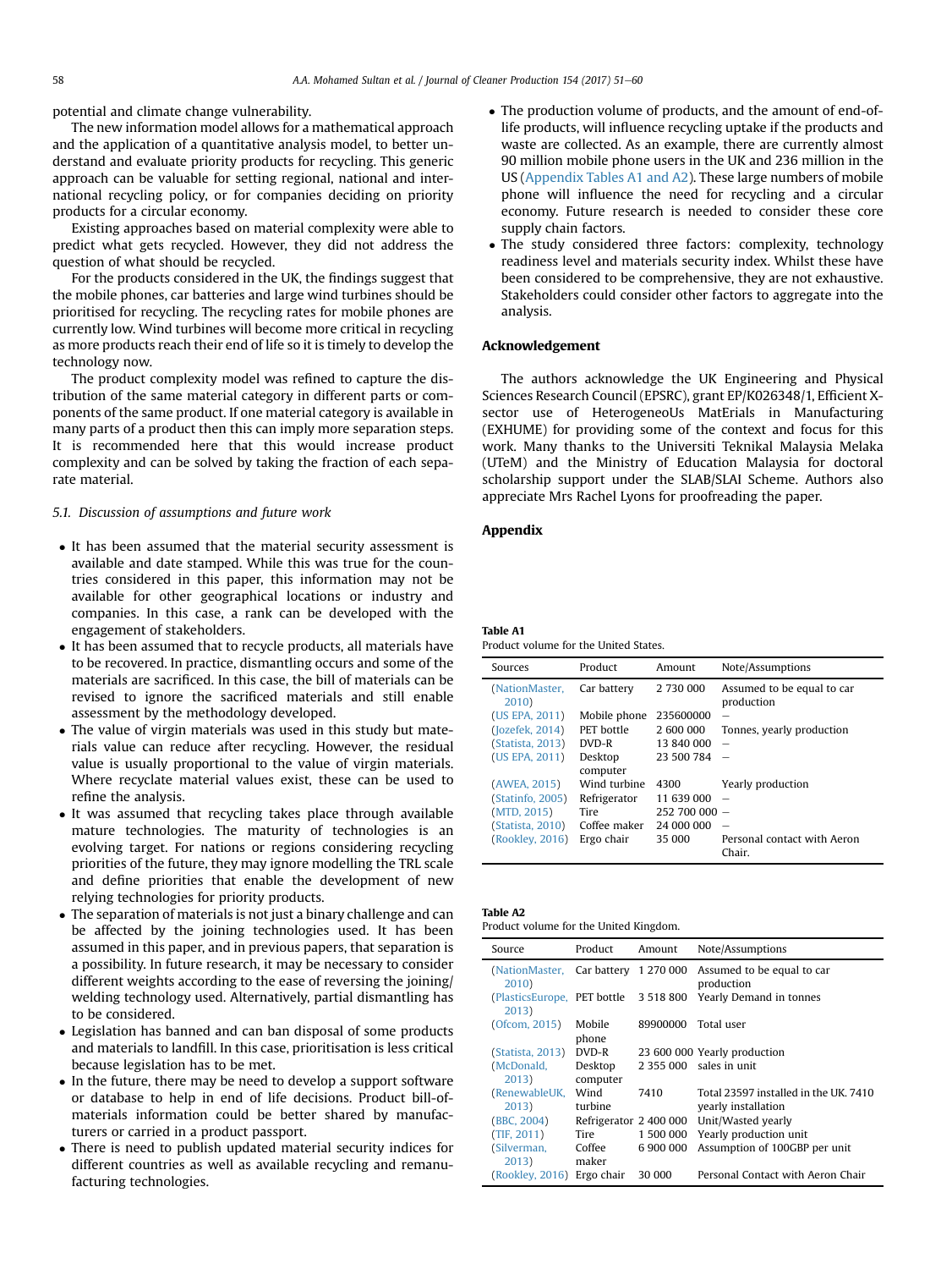potential and climate change vulnerability.

The new information model allows for a mathematical approach and the application of a quantitative analysis model, to better understand and evaluate priority products for recycling. This generic approach can be valuable for setting regional, national and international recycling policy, or for companies deciding on priority products for a circular economy.

Existing approaches based on material complexity were able to predict what gets recycled. However, they did not address the question of what should be recycled.

For the products considered in the UK, the findings suggest that the mobile phones, car batteries and large wind turbines should be prioritised for recycling. The recycling rates for mobile phones are currently low. Wind turbines will become more critical in recycling as more products reach their end of life so it is timely to develop the technology now.

The product complexity model was refined to capture the distribution of the same material category in different parts or components of the same product. If one material category is available in many parts of a product then this can imply more separation steps. It is recommended here that this would increase product complexity and can be solved by taking the fraction of each separate material.

### 5.1. Discussion of assumptions and future work

- It has been assumed that the material security assessment is available and date stamped. While this was true for the countries considered in this paper, this information may not be available for other geographical locations or industry and companies. In this case, a rank can be developed with the engagement of stakeholders.
- It has been assumed that to recycle products, all materials have to be recovered. In practice, dismantling occurs and some of the materials are sacrificed. In this case, the bill of materials can be revised to ignore the sacrificed materials and still enable assessment by the methodology developed.
- The value of virgin materials was used in this study but materials value can reduce after recycling. However, the residual value is usually proportional to the value of virgin materials. Where recyclate material values exist, these can be used to refine the analysis.
- It was assumed that recycling takes place through available mature technologies. The maturity of technologies is an evolving target. For nations or regions considering recycling priorities of the future, they may ignore modelling the TRL scale and define priorities that enable the development of new relying technologies for priority products.
- The separation of materials is not just a binary challenge and can be affected by the joining technologies used. It has been assumed in this paper, and in previous papers, that separation is a possibility. In future research, it may be necessary to consider different weights according to the ease of reversing the joining/welding technology used. Alternatively, partial dismantling has to be considered.
- Legislation has banned and can ban disposal of some products and materials to landfill. In this case, prioritisation is less critical because legislation has to be met.
- In the future, there may be need to develop a support software or database to help in end of life decisions. Product bill-of-materials information could be better shared by manufacturers or carried in a product passport.
- There is need to publish updated material security indices for different countries as well as available recycling and remanufacturing technologies.
- The production volume of products, and the amount of end-of-life products, will influence recycling uptake if the products and waste are collected. As an example, there are currently almost 90 million mobile phone users in the UK and 236 million in the US (Appendix Tables A1 and A2). These large numbers of mobile phone will influence the need for recycling and a circular economy. Future research is needed to consider these core supply chain factors.
- The study considered three factors: complexity, technology readiness level and materials security index. Whilst these have been considered to be comprehensive, they are not exhaustive. Stakeholders could consider other factors to aggregate into the analysis.

## Acknowledgement

The authors acknowledge the UK Engineering and Physical Sciences Research Council (EPSRC), grant EP/K026348/1, Efficient X-sector use of HeterogeneoUs MatErials in Manufacturing (EXHUME) for providing some of the context and focus for this work. Many thanks to the Universiti Teknikal Malaysia Melaka (UTeM) and the Ministry of Education Malaysia for doctoral scholarship support under the SLAB/SLAI Scheme. Authors also appreciate Mrs Rachel Lyons for proofreading the paper.

## Appendix

**Table A1**
Product volume for the United States.

| Sources | Product | Amount | Note/Assumptions |
|---|---|---|---|
| (NationMaster, 2010) | Car battery | 2 730 000 | Assumed to be equal to car production |
| (US EPA, 2011) | Mobile phone | 235600000 | – |
| (Jozefek, 2014) | PET bottle | 2 600 000 | Tonnes, yearly production |
| (Statista, 2013) | DVD-R | 13 840 000 | – |
| (US EPA, 2011) | Desktop computer | 23 500 784 | – |
| (AWEA, 2015) | Wind turbine | 4300 | Yearly production |
| (Statinfo, 2005) | Refrigerator | 11 639 000 | – |
| (MTD, 2015) | Tire | 252 700 000 | – |
| (Statista, 2010) | Coffee maker | 24 000 000 | – |
| (Rookley, 2016) | Ergo chair | 35 000 | Personal contact with Aeron Chair. |

**Table A2**
Product volume for the United Kingdom.

| Source | Product | Amount | Note/Assumptions |
|---|---|---|---|
| (NationMaster, 2010) | Car battery | 1 270 000 | Assumed to be equal to car production |
| (PlasticsEurope, 2013) | PET bottle | 3 518 800 | Yearly Demand in tonnes |
| (Ofcom, 2015) | Mobile phone | 89900000 | Total user |
| (Statista, 2013) | DVD-R | 23 600 000 | Yearly production |
| (McDonald, 2013) | Desktop computer | 2 355 000 | sales in unit |
| (RenewableUK, 2013) | Wind turbine | 7410 | Total 23597 installed in the UK. 7410 yearly installation |
| (BBC, 2004) | Refrigerator | 2 400 000 | Unit/Wasted yearly |
| (TIF, 2011) | Tire | 1 500 000 | Yearly production unit |
| (Silverman, 2013) | Coffee maker | 6 900 000 | Assumption of 100GBP per unit |
| (Rookley, 2016) | Ergo chair | 30 000 | Personal Contact with Aeron Chair |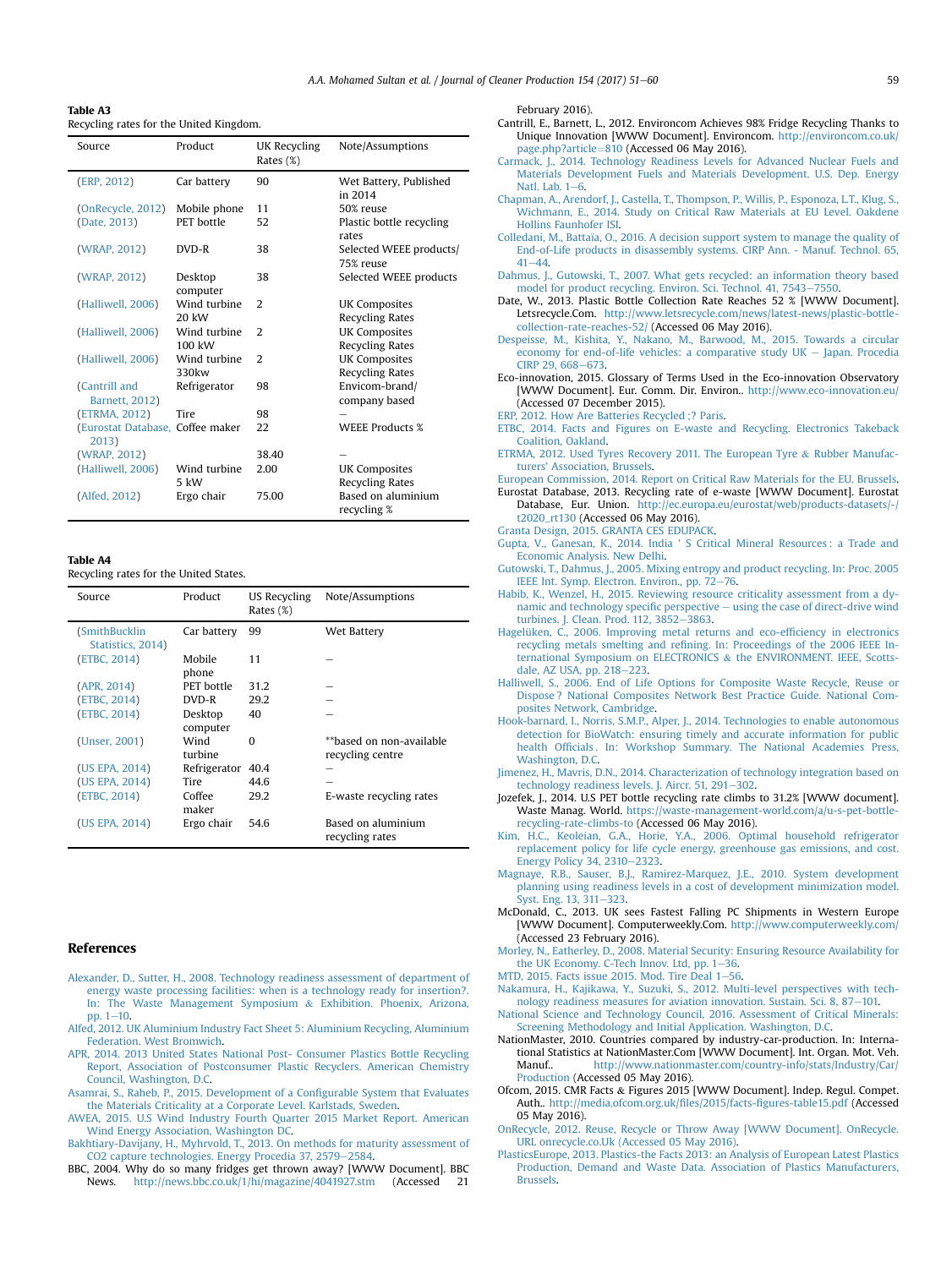**Table A3**
Recycling rates for the United Kingdom.

| Source | Product | UK Recycling Rates (%) | Note/Assumptions |
|---|---|---|---|
| (ERP, 2012) | Car battery | 90 | Wet Battery, Published in 2014 |
| (OnRecycle, 2012) | Mobile phone | 11 | 50% reuse |
| (Date, 2013) | PET bottle | 52 | Plastic bottle recycling rates |
| (WRAP, 2012) | DVD-R | 38 | Selected WEEE products/ 75% reuse |
| (WRAP, 2012) | Desktop computer | 38 | Selected WEEE products |
| (Halliwell, 2006) | Wind turbine 20 kW | 2 | UK Composites Recycling Rates |
| (Halliwell, 2006) | Wind turbine 100 kW | 2 | UK Composites Recycling Rates |
| (Halliwell, 2006) | Wind turbine 330kw | 2 | UK Composites Recycling Rates |
| (Cantrill and Barnett, 2012) | Refrigerator | 98 | Envicom-brand/ company based |
| (ETRMA, 2012) | Tire | 98 | – |
| (Eurostat Database, 2013) | Coffee maker | 22 | WEEE Products % |
| (WRAP, 2012) | | 38.40 | – |
| (Halliwell, 2006) | Wind turbine 5 kW | 2.00 | UK Composites Recycling Rates |
| (Alfed, 2012) | Ergo chair | 75.00 | Based on aluminium recycling % |

**Table A4**
Recycling rates for the United States.

| Source | Product | US Recycling Rates (%) | Note/Assumptions |
|---|---|---|---|
| (SmithBucklin Statistics, 2014) | Car battery | 99 | Wet Battery |
| (ETBC, 2014) | Mobile phone | 11 | – |
| (APR, 2014) | PET bottle | 31.2 | – |
| (ETBC, 2014) | DVD-R | 29.2 | – |
| (ETBC, 2014) | Desktop computer | 40 | – |
| (Unser, 2001) | Wind turbine | 0 | **based on non-available recycling centre |
| (US EPA, 2014) | Refrigerator | 40.4 | – |
| (US EPA, 2014) | Tire | 44.6 | – |
| (ETBC, 2014) | Coffee maker | 29.2 | E-waste recycling rates |
| (US EPA, 2014) | Ergo chair | 54.6 | Based on aluminium recycling rates |

## References

Alexander, D., Sutter, H., 2008. Technology readiness assessment of department of energy waste processing facilities: when is a technology ready for insertion?. In: The Waste Management Symposium & Exhibition. Phoenix, Arizona, pp. 1–10.

Alfed, 2012. UK Aluminium Industry Fact Sheet 5: Aluminium Recycling, Aluminium Federation. West Bromwich.

APR, 2014. 2013 United States National Post- Consumer Plastics Bottle Recycling Report, Association of Postconsumer Plastic Recyclers. American Chemistry Council, Washington, D.C.

Asamrai, S., Raheb, P., 2015. Development of a Configurable System that Evaluates the Materials Criticality at a Corporate Level. Karlstads, Sweden.

AWEA, 2015. U.S Wind Industry Fourth Quarter 2015 Market Report. American Wind Energy Association, Washington DC.

Bakhtiary-Davijany, H., Myhrvold, T., 2013. On methods for maturity assessment of CO2 capture technologies. Energy Procedia 37, 2579–2584.

BBC, 2004. Why do so many fridges get thrown away? [WWW Document]. BBC News. http://news.bbc.co.uk/1/hi/magazine/4041927.stm (Accessed 21 February 2016).

Cantrill, E., Barnett, L., 2012. Environcom Achieves 98% Fridge Recycling Thanks to Unique Innovation [WWW Document]. Environcom. http://environcom.co.uk/page.php?article=810 (Accessed 06 May 2016).

Carmack, J., 2014. Technology Readiness Levels for Advanced Nuclear Fuels and Materials Development Fuels and Materials Development. U.S. Dep. Energy Natl. Lab. 1–6.

Chapman, A., Arendorf, J., Castella, T., Thompson, P., Willis, P., Esponoza, L.T., Klug, S., Wichmann, E., 2014. Study on Critical Raw Materials at EU Level. Oakdene Hollins Faunhofer ISI.

Colledani, M., Battaïa, O., 2016. A decision support system to manage the quality of End-of-Life products in disassembly systems. CIRP Ann. - Manuf. Technol. 65, 41–44.

Dahmus, J., Gutowski, T., 2007. What gets recycled: an information theory based model for product recycling. Environ. Sci. Technol. 41, 7543–7550.

Date, W., 2013. Plastic Bottle Collection Rate Reaches 52 % [WWW Document]. Letsrecycle.Com. http://www.letsrecycle.com/news/latest-news/plastic-bottle-collection-rate-reaches-52/ (Accessed 06 May 2016).

Despeisse, M., Kishita, Y., Nakano, M., Barwood, M., 2015. Towards a circular economy for end-of-life vehicles: a comparative study UK – Japan. Procedia CIRP 29, 668–673.

Eco-innovation, 2015. Glossary of Terms Used in the Eco-innovation Observatory [WWW Document]. Eur. Comm. Dir. Environ.. http://www.eco-innovation.eu/ (Accessed 07 December 2015).

ERP, 2012. How Are Batteries Recycled ;? Paris.

ETBC, 2014. Facts and Figures on E-waste and Recycling. Electronics Takeback Coalition, Oakland.

ETRMA, 2012. Used Tyres Recovery 2011. The European Tyre & Rubber Manufacturers' Association, Brussels.

European Commission, 2014. Report on Critical Raw Materials for the EU. Brussels.

Eurostat Database, 2013. Recycling rate of e-waste [WWW Document]. Eurostat Database, Eur. Union. http://ec.europa.eu/eurostat/web/products-datasets/-/t2020_rt130 (Accessed 06 May 2016).

Granta Design, 2015. GRANTA CES EDUPACK.

Gupta, V., Ganesan, K., 2014. India ' S Critical Mineral Resources : a Trade and Economic Analysis. New Delhi.

Gutowski, T., Dahmus, J., 2005. Mixing entropy and product recycling. In: Proc. 2005 IEEE Int. Symp. Electron. Environ., pp. 72–76.

Habib, K., Wenzel, H., 2015. Reviewing resource criticality assessment from a dynamic and technology specific perspective – using the case of direct-drive wind turbines. J. Clean. Prod. 112, 3852–3863.

Hagelüken, C., 2006. Improving metal returns and eco-efficiency in electronics recycling metals smelting and refining. In: Proceedings of the 2006 IEEE International Symposium on ELECTRONICS & the ENVIRONMENT. IEEE, Scottsdale, AZ USA, pp. 218–223.

Halliwell, S., 2006. End of Life Options for Composite Waste Recycle, Reuse or Dispose ? National Composites Network Best Practice Guide. National Composites Network, Cambridge.

Hook-barnard, I., Norris, S.M.P., Alper, J., 2014. Technologies to enable autonomous detection for BioWatch: ensuring timely and accurate information for public health Officials . In: Workshop Summary. The National Academies Press, Washington, D.C.

Jimenez, H., Mavris, D.N., 2014. Characterization of technology integration based on technology readiness levels. J. Aircr. 51, 291–302.

Jozefek, J., 2014. U.S PET bottle recycling rate climbs to 31.2% [WWW document]. Waste Manag. World. https://waste-management-world.com/a/u-s-pet-bottle-recycling-rate-climbs-to (Accessed 06 May 2016).

Kim, H.C., Keoleian, G.A., Horie, Y.A., 2006. Optimal household refrigerator replacement policy for life cycle energy, greenhouse gas emissions, and cost. Energy Policy 34, 2310–2323.

Magnaye, R.B., Sauser, B.J., Ramirez-Marquez, J.E., 2010. System development planning using readiness levels in a cost of development minimization model. Syst. Eng. 13, 311–323.

McDonald, C., 2013. UK sees Fastest Falling PC Shipments in Western Europe [WWW Document]. Computerweekly.Com. http://www.computerweekly.com/ (Accessed 23 February 2016).

Morley, N., Eatherley, D., 2008. Material Security: Ensuring Resource Availability for the UK Economy. C-Tech Innov. Ltd, pp. 1–36.

MTD, 2015. Facts issue 2015. Mod. Tire Deal 1–56.

Nakamura, H., Kajikawa, Y., Suzuki, S., 2012. Multi-level perspectives with technology readiness measures for aviation innovation. Sustain. Sci. 8, 87–101.

National Science and Technology Council, 2016. Assessment of Critical Minerals: Screening Methodology and Initial Application. Washington, D.C.

NationMaster, 2010. Countries compared by industry-car-production. In: International Statistics at NationMaster.Com [WWW Document]. Int. Organ. Mot. Veh. Manuf.. http://www.nationmaster.com/country-info/stats/Industry/Car/Production (Accessed 05 May 2016).

Ofcom, 2015. CMR Facts & Figures 2015 [WWW Document]. Indep. Regul. Compet. Auth.. http://media.ofcom.org.uk/files/2015/facts-figures-table15.pdf (Accessed 05 May 2016).

OnRecycle, 2012. Reuse, Recycle or Throw Away [WWW Document]. OnRecycle. URL onrecycle.co.Uk (Accessed 05 May 2016).

PlasticsEurope, 2013. Plastics-the Facts 2013: an Analysis of European Latest Plastics Production, Demand and Waste Data. Association of Plastics Manufacturers, Brussels.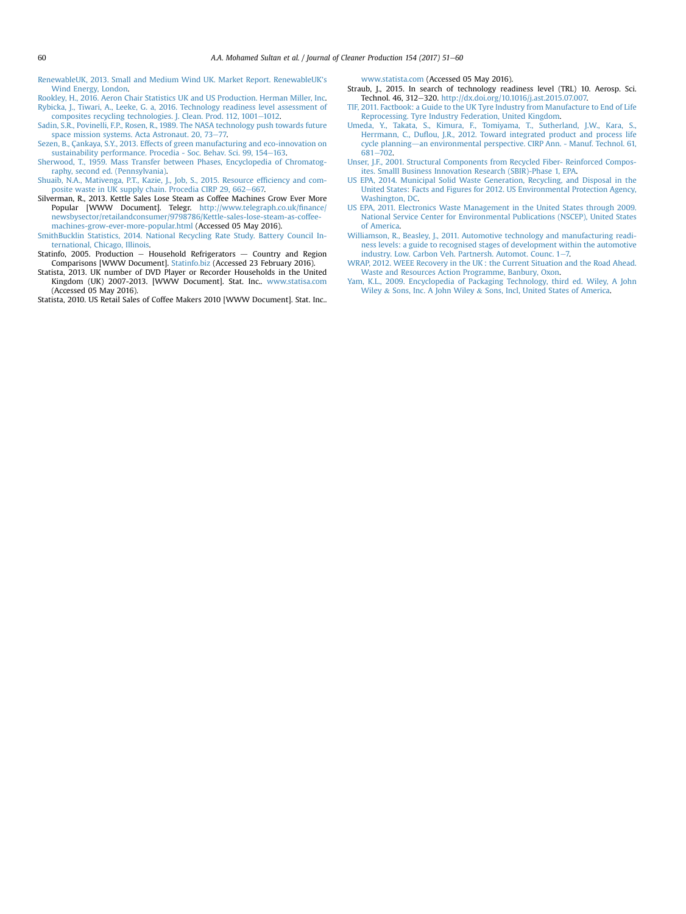RenewableUK, 2013. Small and Medium Wind UK. Market Report. RenewableUK's Wind Energy, London.

Rookley, H., 2016. Aeron Chair Statistics UK and US Production. Herman Miller, Inc.

Rybicka, J., Tiwari, A., Leeke, G. a, 2016. Technology readiness level assessment of composites recycling technologies. J. Clean. Prod. 112, 1001–1012.

Sadin, S.R., Povinelli, F.P., Rosen, R., 1989. The NASA technology push towards future space mission systems. Acta Astronaut. 20, 73–77.

Sezen, B., Çankaya, S.Y., 2013. Effects of green manufacturing and eco-innovation on sustainability performance. Procedia - Soc. Behav. Sci. 99, 154–163.

Sherwood, T., 1959. Mass Transfer between Phases, Encyclopedia of Chromatography, second ed. (Pennsylvania).

Shuaib, N.A., Mativenga, P.T., Kazie, J., Job, S., 2015. Resource efficiency and composite waste in UK supply chain. Procedia CIRP 29, 662–667.

Silverman, R., 2013. Kettle Sales Lose Steam as Coffee Machines Grow Ever More Popular [WWW Document]. Telegr. http://www.telegraph.co.uk/finance/newsbysector/retailandconsumer/9798786/Kettle-sales-lose-steam-as-coffee-machines-grow-ever-more-popular.html (Accessed 05 May 2016).

SmithBucklin Statistics, 2014. National Recycling Rate Study. Battery Council International, Chicago, Illinois.

Statinfo, 2005. Production — Household Refrigerators — Country and Region Comparisons [WWW Document]. Statinfo.biz (Accessed 23 February 2016).

Statista, 2013. UK number of DVD Player or Recorder Households in the United Kingdom (UK) 2007-2013. [WWW Document]. Stat. Inc.. www.statisa.com (Accessed 05 May 2016).

Statista, 2010. US Retail Sales of Coffee Makers 2010 [WWW Document]. Stat. Inc.. www.statista.com (Accessed 05 May 2016).

Straub, J., 2015. In search of technology readiness level (TRL) 10. Aerosp. Sci. Technol. 46, 312–320. http://dx.doi.org/10.1016/j.ast.2015.07.007.

TIF, 2011. Factbook: a Guide to the UK Tyre Industry from Manufacture to End of Life Reprocessing. Tyre Industry Federation, United Kingdom.

Umeda, Y., Takata, S., Kimura, F., Tomiyama, T., Sutherland, J.W., Kara, S., Herrmann, C., Duflou, J.R., 2012. Toward integrated product and process life cycle planning—an environmental perspective. CIRP Ann. - Manuf. Technol. 61, 681–702.

Unser, J.F., 2001. Structural Components from Recycled Fiber- Reinforced Composites. Smalll Business Innovation Research (SBIR)-Phase 1, EPA.

US EPA, 2014. Municipal Solid Waste Generation, Recycling, and Disposal in the United States: Facts and Figures for 2012. US Environmental Protection Agency, Washington, DC.

US EPA, 2011. Electronics Waste Management in the United States through 2009. National Service Center for Environmental Publications (NSCEP), United States of America.

Williamson, R., Beasley, J., 2011. Automotive technology and manufacturing readiness levels: a guide to recognised stages of development within the automotive industry. Low. Carbon Veh. Partnersh. Automot. Counc. 1–7.

WRAP, 2012. WEEE Recovery in the UK : the Current Situation and the Road Ahead. Waste and Resources Action Programme, Banbury, Oxon.

Yam, K.L., 2009. Encyclopedia of Packaging Technology, third ed. Wiley, A John Wiley & Sons, Inc. A John Wiley & Sons, Incl, United States of America.